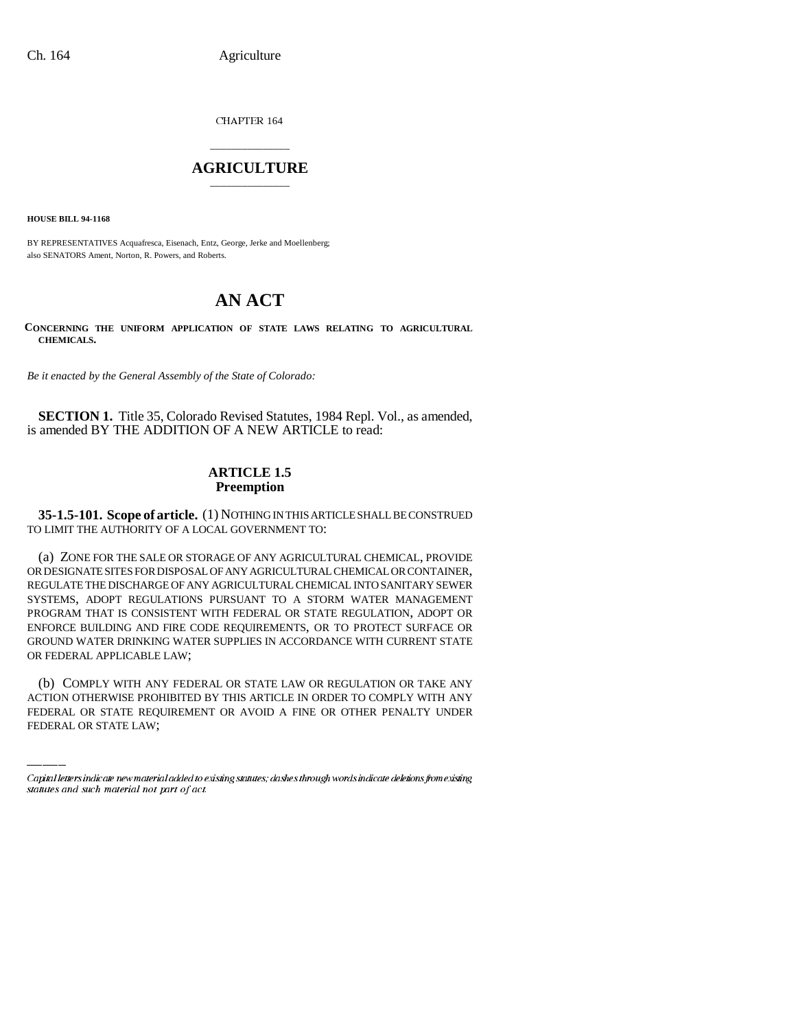CHAPTER 164

# AGRICULTURE

**HOUSE BILL 94-1168**

BY REPRESENTATIVES Acquafresca, Eisenach, Entz, George, Jerke and Moellenberg;
also SENATORS Ament, Norton, R. Powers, and Roberts.

# AN ACT

**CONCERNING THE UNIFORM APPLICATION OF STATE LAWS RELATING TO AGRICULTURAL CHEMICALS.**

*Be it enacted by the General Assembly of the State of Colorado:*

**SECTION 1.** Title 35, Colorado Revised Statutes, 1984 Repl. Vol., as amended, is amended BY THE ADDITION OF A NEW ARTICLE to read:

## ARTICLE 1.5
## Preemption

**35-1.5-101. Scope of article.** (1) NOTHING IN THIS ARTICLE SHALL BE CONSTRUED TO LIMIT THE AUTHORITY OF A LOCAL GOVERNMENT TO:

(a) ZONE FOR THE SALE OR STORAGE OF ANY AGRICULTURAL CHEMICAL, PROVIDE OR DESIGNATE SITES FOR DISPOSAL OF ANY AGRICULTURAL CHEMICAL OR CONTAINER, REGULATE THE DISCHARGE OF ANY AGRICULTURAL CHEMICAL INTO SANITARY SEWER SYSTEMS, ADOPT REGULATIONS PURSUANT TO A STORM WATER MANAGEMENT PROGRAM THAT IS CONSISTENT WITH FEDERAL OR STATE REGULATION, ADOPT OR ENFORCE BUILDING AND FIRE CODE REQUIREMENTS, OR TO PROTECT SURFACE OR GROUND WATER DRINKING WATER SUPPLIES IN ACCORDANCE WITH CURRENT STATE OR FEDERAL APPLICABLE LAW;

(b) COMPLY WITH ANY FEDERAL OR STATE LAW OR REGULATION OR TAKE ANY ACTION OTHERWISE PROHIBITED BY THIS ARTICLE IN ORDER TO COMPLY WITH ANY FEDERAL OR STATE REQUIREMENT OR AVOID A FINE OR OTHER PENALTY UNDER FEDERAL OR STATE LAW;

Capital letters indicate new material added to existing statutes; dashes through words indicate deletions from existing statutes and such material not part of act.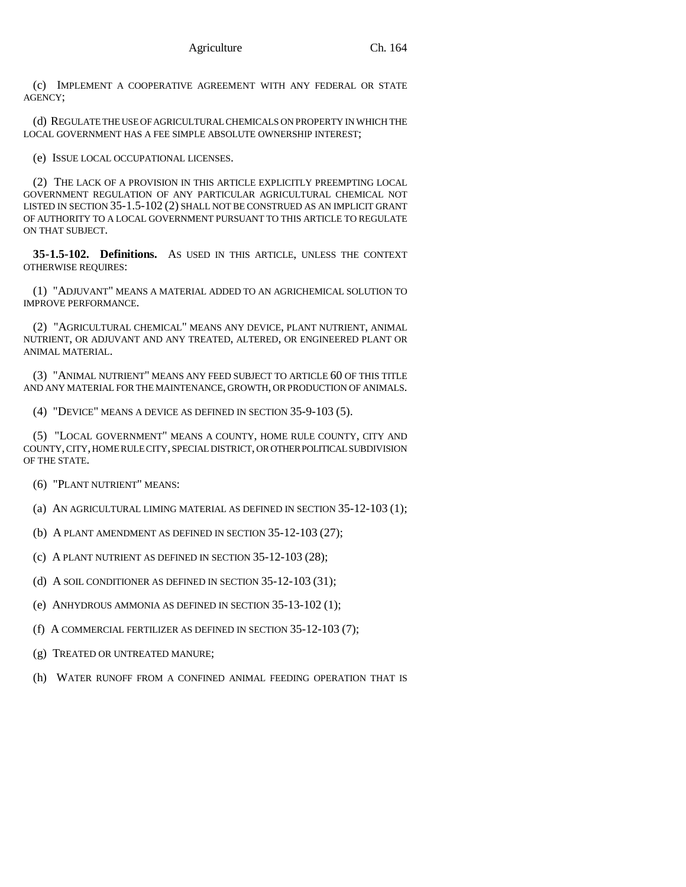(c) IMPLEMENT A COOPERATIVE AGREEMENT WITH ANY FEDERAL OR STATE AGENCY;

(d) REGULATE THE USE OF AGRICULTURAL CHEMICALS ON PROPERTY IN WHICH THE LOCAL GOVERNMENT HAS A FEE SIMPLE ABSOLUTE OWNERSHIP INTEREST;

(e) ISSUE LOCAL OCCUPATIONAL LICENSES.

(2) THE LACK OF A PROVISION IN THIS ARTICLE EXPLICITLY PREEMPTING LOCAL GOVERNMENT REGULATION OF ANY PARTICULAR AGRICULTURAL CHEMICAL NOT LISTED IN SECTION 35-1.5-102 (2) SHALL NOT BE CONSTRUED AS AN IMPLICIT GRANT OF AUTHORITY TO A LOCAL GOVERNMENT PURSUANT TO THIS ARTICLE TO REGULATE ON THAT SUBJECT.

**35-1.5-102. Definitions.** AS USED IN THIS ARTICLE, UNLESS THE CONTEXT OTHERWISE REQUIRES:

(1) "ADJUVANT" MEANS A MATERIAL ADDED TO AN AGRICHEMICAL SOLUTION TO IMPROVE PERFORMANCE.

(2) "AGRICULTURAL CHEMICAL" MEANS ANY DEVICE, PLANT NUTRIENT, ANIMAL NUTRIENT, OR ADJUVANT AND ANY TREATED, ALTERED, OR ENGINEERED PLANT OR ANIMAL MATERIAL.

(3) "ANIMAL NUTRIENT" MEANS ANY FEED SUBJECT TO ARTICLE 60 OF THIS TITLE AND ANY MATERIAL FOR THE MAINTENANCE, GROWTH, OR PRODUCTION OF ANIMALS.

(4) "DEVICE" MEANS A DEVICE AS DEFINED IN SECTION 35-9-103 (5).

(5) "LOCAL GOVERNMENT" MEANS A COUNTY, HOME RULE COUNTY, CITY AND COUNTY, CITY, HOME RULE CITY, SPECIAL DISTRICT, OR OTHER POLITICAL SUBDIVISION OF THE STATE.

(6) "PLANT NUTRIENT" MEANS:

(a) AN AGRICULTURAL LIMING MATERIAL AS DEFINED IN SECTION 35-12-103 (1);

(b) A PLANT AMENDMENT AS DEFINED IN SECTION 35-12-103 (27);

(c) A PLANT NUTRIENT AS DEFINED IN SECTION 35-12-103 (28);

(d) A SOIL CONDITIONER AS DEFINED IN SECTION 35-12-103 (31);

(e) ANHYDROUS AMMONIA AS DEFINED IN SECTION 35-13-102 (1);

(f) A COMMERCIAL FERTILIZER AS DEFINED IN SECTION 35-12-103 (7);

(g) TREATED OR UNTREATED MANURE;

(h) WATER RUNOFF FROM A CONFINED ANIMAL FEEDING OPERATION THAT IS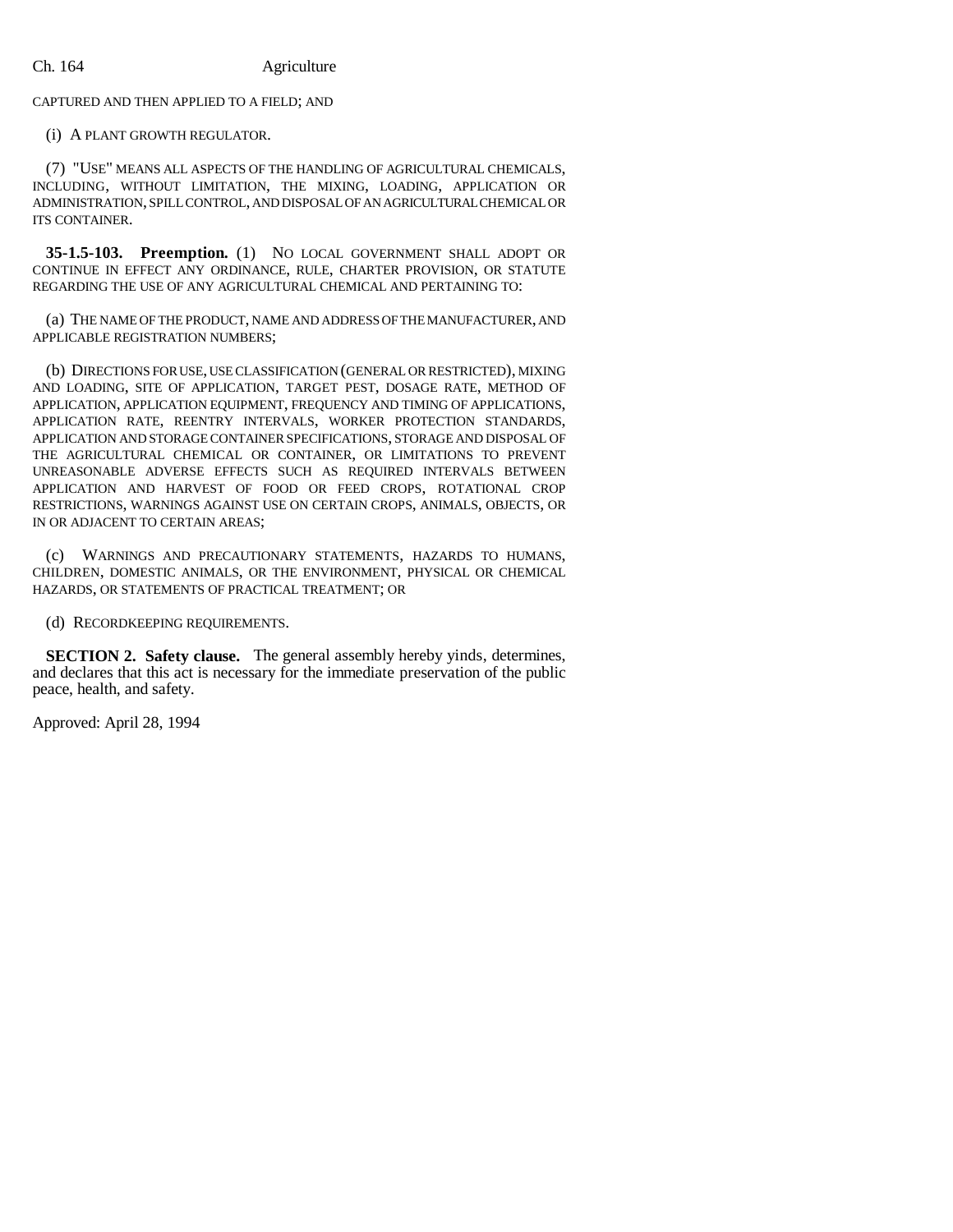CAPTURED AND THEN APPLIED TO A FIELD; AND

(i) A PLANT GROWTH REGULATOR.

(7) "USE" MEANS ALL ASPECTS OF THE HANDLING OF AGRICULTURAL CHEMICALS, INCLUDING, WITHOUT LIMITATION, THE MIXING, LOADING, APPLICATION OR ADMINISTRATION, SPILL CONTROL, AND DISPOSAL OF AN AGRICULTURAL CHEMICAL OR ITS CONTAINER.

**35-1.5-103. Preemption.** (1) NO LOCAL GOVERNMENT SHALL ADOPT OR CONTINUE IN EFFECT ANY ORDINANCE, RULE, CHARTER PROVISION, OR STATUTE REGARDING THE USE OF ANY AGRICULTURAL CHEMICAL AND PERTAINING TO:

(a) THE NAME OF THE PRODUCT, NAME AND ADDRESS OF THE MANUFACTURER, AND APPLICABLE REGISTRATION NUMBERS;

(b) DIRECTIONS FOR USE, USE CLASSIFICATION (GENERAL OR RESTRICTED), MIXING AND LOADING, SITE OF APPLICATION, TARGET PEST, DOSAGE RATE, METHOD OF APPLICATION, APPLICATION EQUIPMENT, FREQUENCY AND TIMING OF APPLICATIONS, APPLICATION RATE, REENTRY INTERVALS, WORKER PROTECTION STANDARDS, APPLICATION AND STORAGE CONTAINER SPECIFICATIONS, STORAGE AND DISPOSAL OF THE AGRICULTURAL CHEMICAL OR CONTAINER, OR LIMITATIONS TO PREVENT UNREASONABLE ADVERSE EFFECTS SUCH AS REQUIRED INTERVALS BETWEEN APPLICATION AND HARVEST OF FOOD OR FEED CROPS, ROTATIONAL CROP RESTRICTIONS, WARNINGS AGAINST USE ON CERTAIN CROPS, ANIMALS, OBJECTS, OR IN OR ADJACENT TO CERTAIN AREAS;

(c) WARNINGS AND PRECAUTIONARY STATEMENTS, HAZARDS TO HUMANS, CHILDREN, DOMESTIC ANIMALS, OR THE ENVIRONMENT, PHYSICAL OR CHEMICAL HAZARDS, OR STATEMENTS OF PRACTICAL TREATMENT; OR

(d) RECORDKEEPING REQUIREMENTS.

**SECTION 2. Safety clause.** The general assembly hereby yinds, determines, and declares that this act is necessary for the immediate preservation of the public peace, health, and safety.

Approved: April 28, 1994